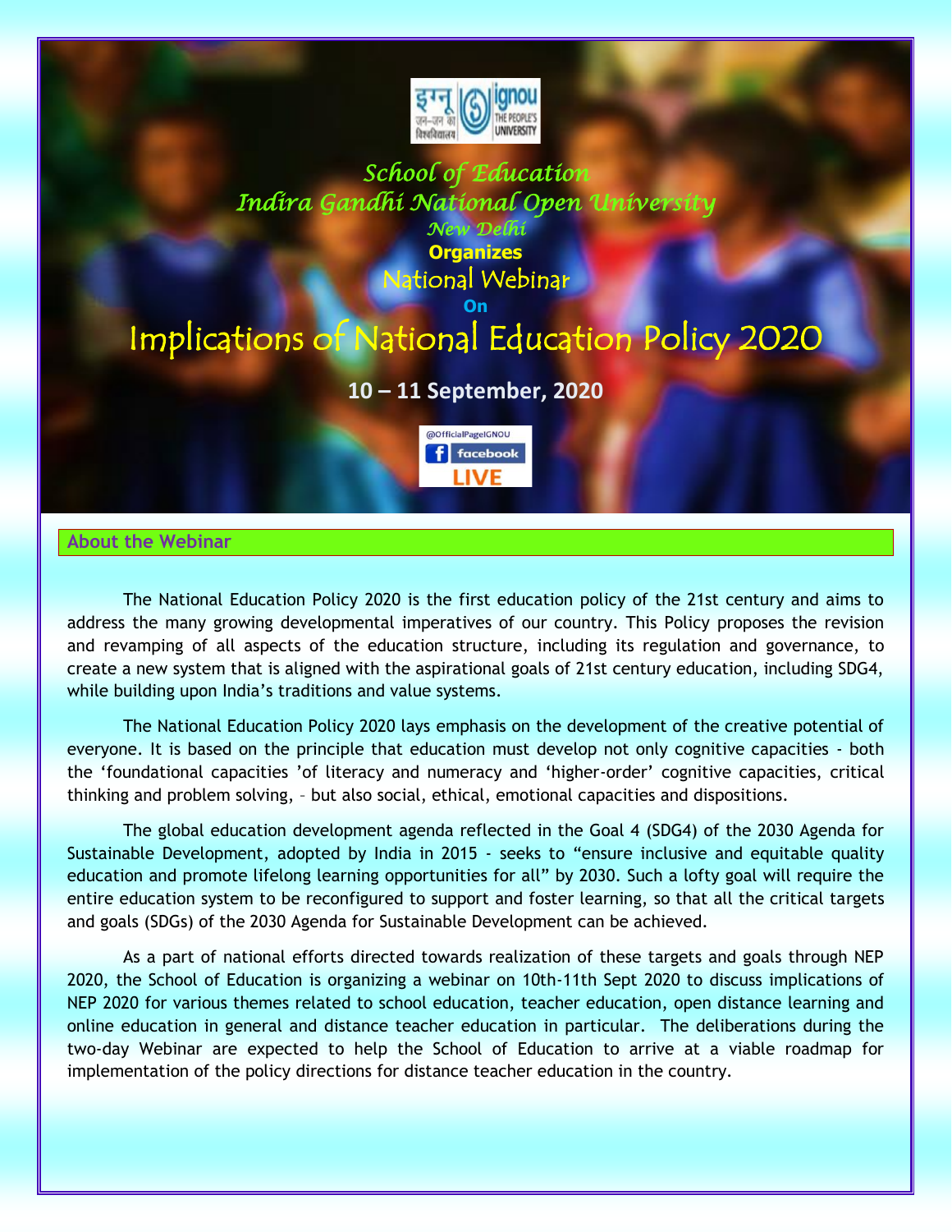School of Education

Indira Gandhi National Open University

New Delhi

**Organizes**

National Webinar

**On**

# Implications of National Education Policy 2020

**10 – 11 September, 2020**

@OfficialPageIGNOU facebook LIVE

## About the Webinar

The National Education Policy 2020 is the first education policy of the 21st century and aims to address the many growing developmental imperatives of our country. This Policy proposes the revision and revamping of all aspects of the education structure, including its regulation and governance, to create a new system that is aligned with the aspirational goals of 21st century education, including SDG4, while building upon India's traditions and value systems.

The National Education Policy 2020 lays emphasis on the development of the creative potential of everyone. It is based on the principle that education must develop not only cognitive capacities - both the 'foundational capacities 'of literacy and numeracy and 'higher-order' cognitive capacities, critical thinking and problem solving, – but also social, ethical, emotional capacities and dispositions.

The global education development agenda reflected in the Goal 4 (SDG4) of the 2030 Agenda for Sustainable Development, adopted by India in 2015 - seeks to "ensure inclusive and equitable quality education and promote lifelong learning opportunities for all" by 2030. Such a lofty goal will require the entire education system to be reconfigured to support and foster learning, so that all the critical targets and goals (SDGs) of the 2030 Agenda for Sustainable Development can be achieved.

As a part of national efforts directed towards realization of these targets and goals through NEP 2020, the School of Education is organizing a webinar on 10th-11th Sept 2020 to discuss implications of NEP 2020 for various themes related to school education, teacher education, open distance learning and online education in general and distance teacher education in particular. The deliberations during the two-day Webinar are expected to help the School of Education to arrive at a viable roadmap for implementation of the policy directions for distance teacher education in the country.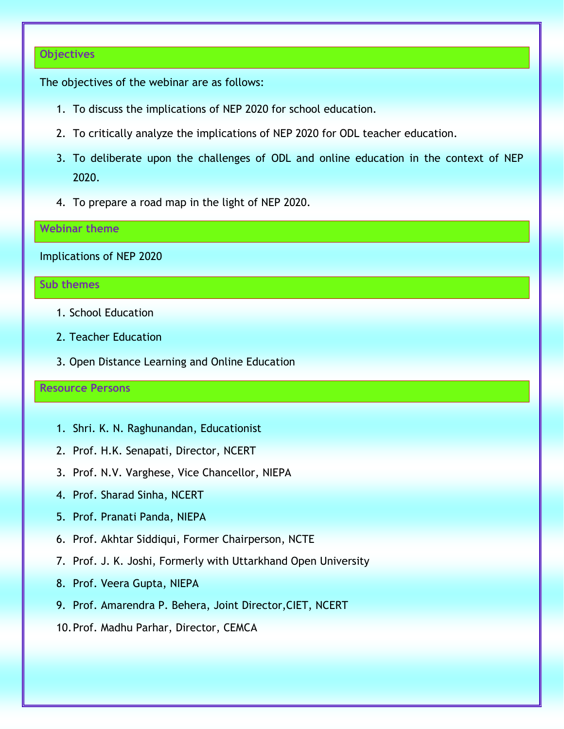## Objectives

The objectives of the webinar are as follows:

1. To discuss the implications of NEP 2020 for school education.
2. To critically analyze the implications of NEP 2020 for ODL teacher education.
3. To deliberate upon the challenges of ODL and online education in the context of NEP 2020.
4. To prepare a road map in the light of NEP 2020.

## Webinar theme

Implications of NEP 2020

## Sub themes

1. School Education
2. Teacher Education
3. Open Distance Learning and Online Education

## Resource Persons

1. Shri. K. N. Raghunandan, Educationist
2. Prof. H.K. Senapati, Director, NCERT
3. Prof. N.V. Varghese, Vice Chancellor, NIEPA
4. Prof. Sharad Sinha, NCERT
5. Prof. Pranati Panda, NIEPA
6. Prof. Akhtar Siddiqui, Former Chairperson, NCTE
7. Prof. J. K. Joshi, Formerly with Uttarkhand Open University
8. Prof. Veera Gupta, NIEPA
9. Prof. Amarendra P. Behera, Joint Director,CIET, NCERT
10. Prof. Madhu Parhar, Director, CEMCA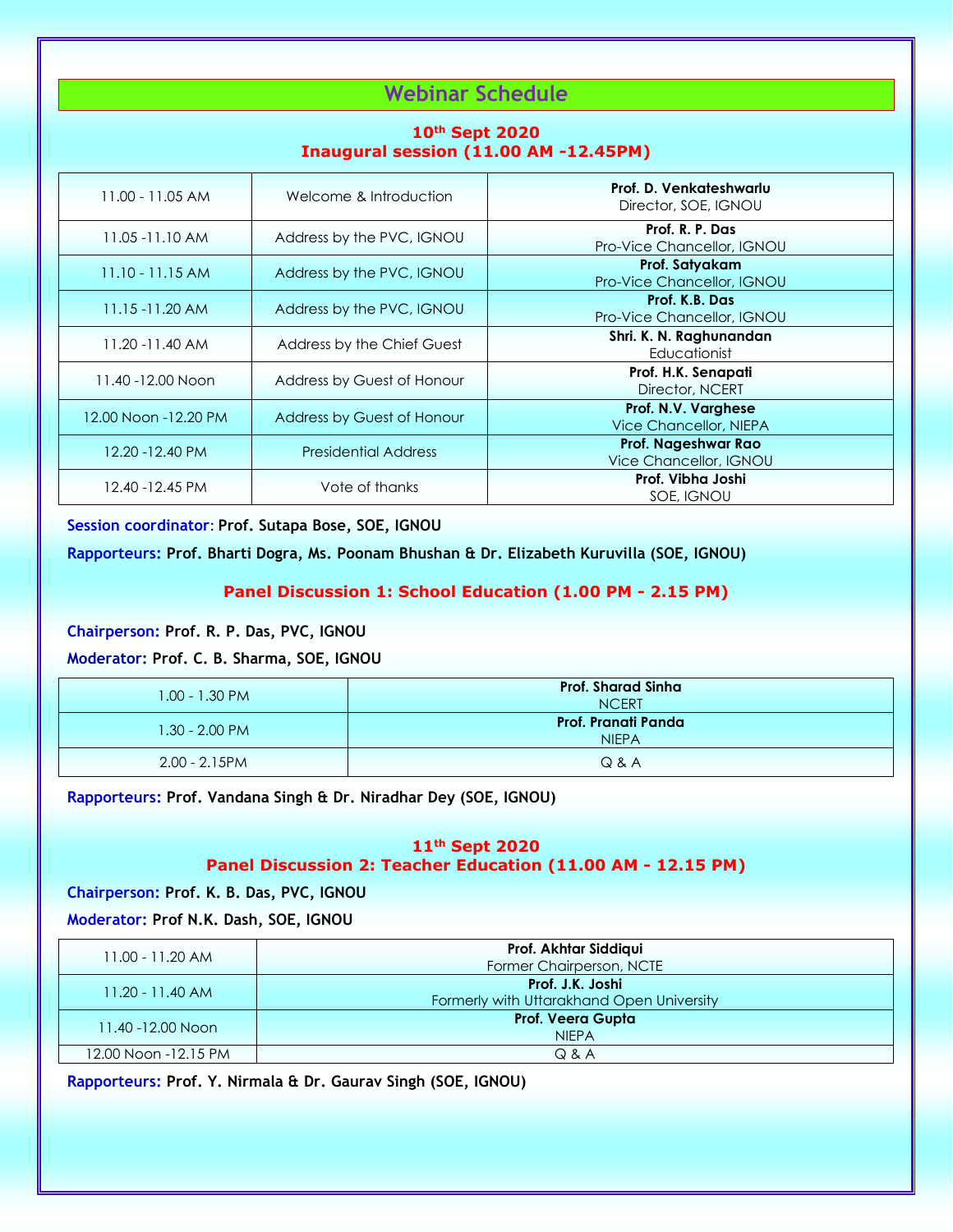# Webinar Schedule

## 10th Sept 2020

### Inaugural session (11.00 AM -12.45PM)

| | | |
|---|---|---|
| 11.00 - 11.05 AM | Welcome & Introduction | **Prof. D. Venkateshwarlu**<br>Director, SOE, IGNOU |
| 11.05 -11.10 AM | Address by the PVC, IGNOU | **Prof. R. P. Das**<br>Pro-Vice Chancellor, IGNOU |
| 11.10 - 11.15 AM | Address by the PVC, IGNOU | **Prof. Satyakam**<br>Pro-Vice Chancellor, IGNOU |
| 11.15 -11.20 AM | Address by the PVC, IGNOU | **Prof. K.B. Das**<br>Pro-Vice Chancellor, IGNOU |
| 11.20 -11.40 AM | Address by the Chief Guest | **Shri. K. N. Raghunandan**<br>Educationist |
| 11.40 -12.00 Noon | Address by Guest of Honour | **Prof. H.K. Senapati**<br>Director, NCERT |
| 12.00 Noon -12.20 PM | Address by Guest of Honour | **Prof. N.V. Varghese**<br>Vice Chancellor, NIEPA |
| 12.20 -12.40 PM | Presidential Address | **Prof. Nageshwar Rao**<br>Vice Chancellor, IGNOU |
| 12.40 -12.45 PM | Vote of thanks | **Prof. Vibha Joshi**<br>SOE, IGNOU |

**Session coordinator**: **Prof. Sutapa Bose, SOE, IGNOU**

**Rapporteurs: Prof. Bharti Dogra, Ms. Poonam Bhushan & Dr. Elizabeth Kuruvilla (SOE, IGNOU)**

### Panel Discussion 1: School Education (1.00 PM - 2.15 PM)

**Chairperson: Prof. R. P. Das, PVC, IGNOU**

**Moderator: Prof. C. B. Sharma, SOE, IGNOU**

| | |
|---|---|
| 1.00 - 1.30 PM | **Prof. Sharad Sinha**<br>NCERT |
| 1.30 - 2.00 PM | **Prof. Pranati Panda**<br>NIEPA |
| 2.00 - 2.15PM | Q & A |

**Rapporteurs: Prof. Vandana Singh & Dr. Niradhar Dey (SOE, IGNOU)**

## 11th Sept 2020

### Panel Discussion 2: Teacher Education (11.00 AM - 12.15 PM)

**Chairperson: Prof. K. B. Das, PVC, IGNOU**

**Moderator: Prof N.K. Dash, SOE, IGNOU**

| | |
|---|---|
| 11.00 - 11.20 AM | **Prof. Akhtar Siddiqui**<br>Former Chairperson, NCTE |
| 11.20 - 11.40 AM | **Prof. J.K. Joshi**<br>Formerly with Uttarakhand Open University |
| 11.40 -12.00 Noon | **Prof. Veera Gupta**<br>NIEPA |
| 12.00 Noon -12.15 PM | Q & A |

**Rapporteurs: Prof. Y. Nirmala & Dr. Gaurav Singh (SOE, IGNOU)**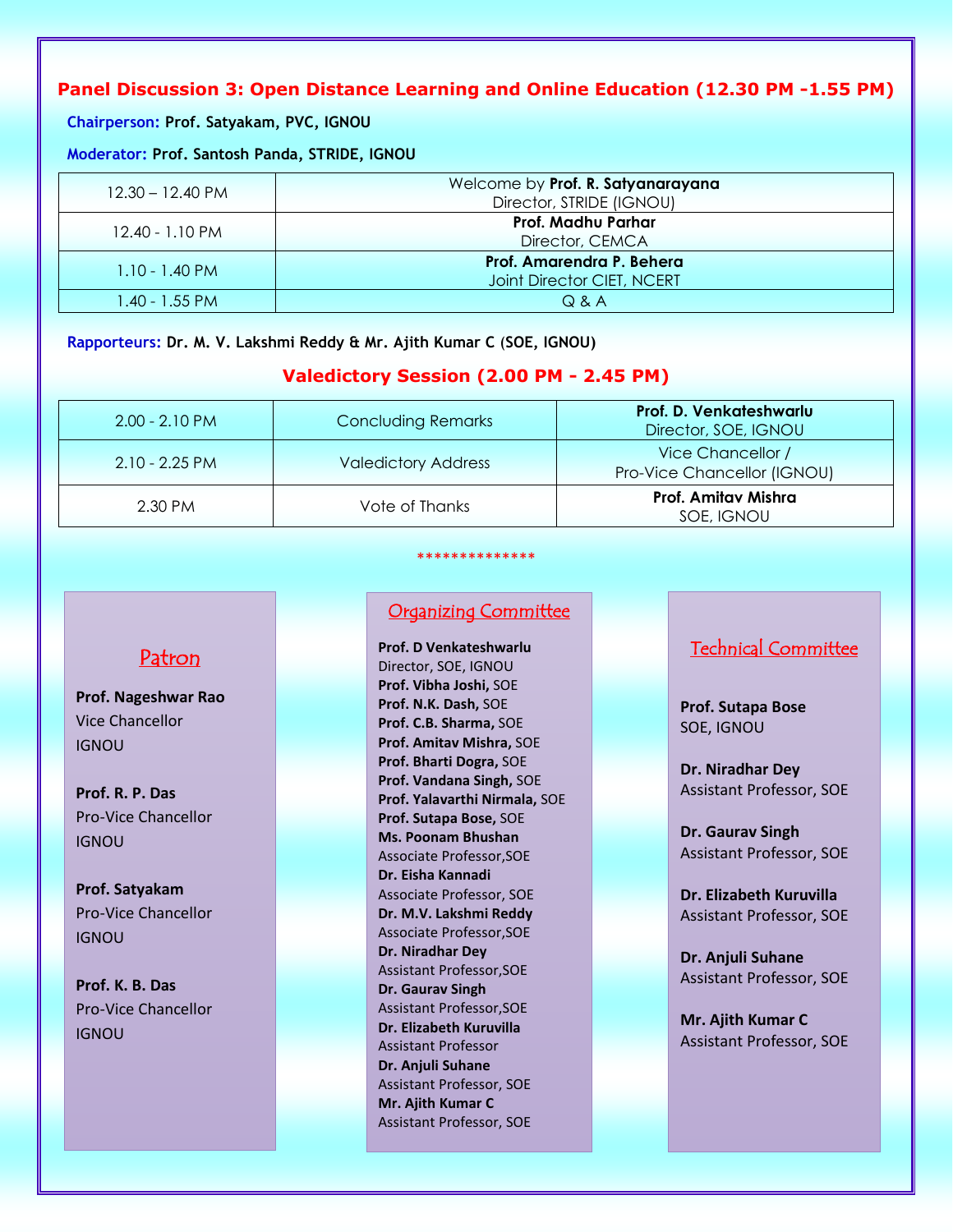## Panel Discussion 3: Open Distance Learning and Online Education (12.30 PM -1.55 PM)

**Chairperson:** **Prof. Satyakam, PVC, IGNOU**

**Moderator:** **Prof. Santosh Panda, STRIDE, IGNOU**

| | |
|---|---|
| 12.30 – 12.40 PM | Welcome by **Prof. R. Satyanarayana**<br>Director, STRIDE (IGNOU) |
| 12.40 - 1.10 PM | **Prof. Madhu Parhar**<br>Director, CEMCA |
| 1.10 - 1.40 PM | **Prof. Amarendra P. Behera**<br>Joint Director CIET, NCERT |
| 1.40 - 1.55 PM | Q & A |

**Rapporteurs:** **Dr. M. V. Lakshmi Reddy & Mr. Ajith Kumar C (SOE, IGNOU)**

## Valedictory Session (2.00 PM - 2.45 PM)

| | | |
|---|---|---|
| 2.00 - 2.10 PM | Concluding Remarks | **Prof. D. Venkateshwarlu**<br>Director, SOE, IGNOU |
| 2.10 - 2.25 PM | Valedictory Address | Vice Chancellor /<br>Pro-Vice Chancellor (IGNOU) |
| 2.30 PM | Vote of Thanks | **Prof. Amitav Mishra**<br>SOE, IGNOU |

**************

### Patron

**Prof. Nageshwar Rao**
Vice Chancellor
IGNOU

**Prof. R. P. Das**
Pro-Vice Chancellor
IGNOU

**Prof. Satyakam**
Pro-Vice Chancellor
IGNOU

**Prof. K. B. Das**
Pro-Vice Chancellor
IGNOU

### Organizing Committee

**Prof. D Venkateshwarlu**
Director, SOE, IGNOU
**Prof. Vibha Joshi,** SOE
**Prof. N.K. Dash,** SOE
**Prof. C.B. Sharma,** SOE
**Prof. Amitav Mishra,** SOE
**Prof. Bharti Dogra,** SOE
**Prof. Vandana Singh,** SOE
**Prof. Yalavarthi Nirmala,** SOE
**Prof. Sutapa Bose,** SOE
**Ms. Poonam Bhushan**
Associate Professor,SOE
**Dr. Eisha Kannadi**
Associate Professor, SOE
**Dr. M.V. Lakshmi Reddy**
Associate Professor,SOE
**Dr. Niradhar Dey**
Assistant Professor,SOE
**Dr. Gaurav Singh**
Assistant Professor,SOE
**Dr. Elizabeth Kuruvilla**
Assistant Professor
**Dr. Anjuli Suhane**
Assistant Professor, SOE
**Mr. Ajith Kumar C**
Assistant Professor, SOE

### Technical Committee

**Prof. Sutapa Bose**
SOE, IGNOU

**Dr. Niradhar Dey**
Assistant Professor, SOE

**Dr. Gaurav Singh**
Assistant Professor, SOE

**Dr. Elizabeth Kuruvilla**
Assistant Professor, SOE

**Dr. Anjuli Suhane**
Assistant Professor, SOE

**Mr. Ajith Kumar C**
Assistant Professor, SOE